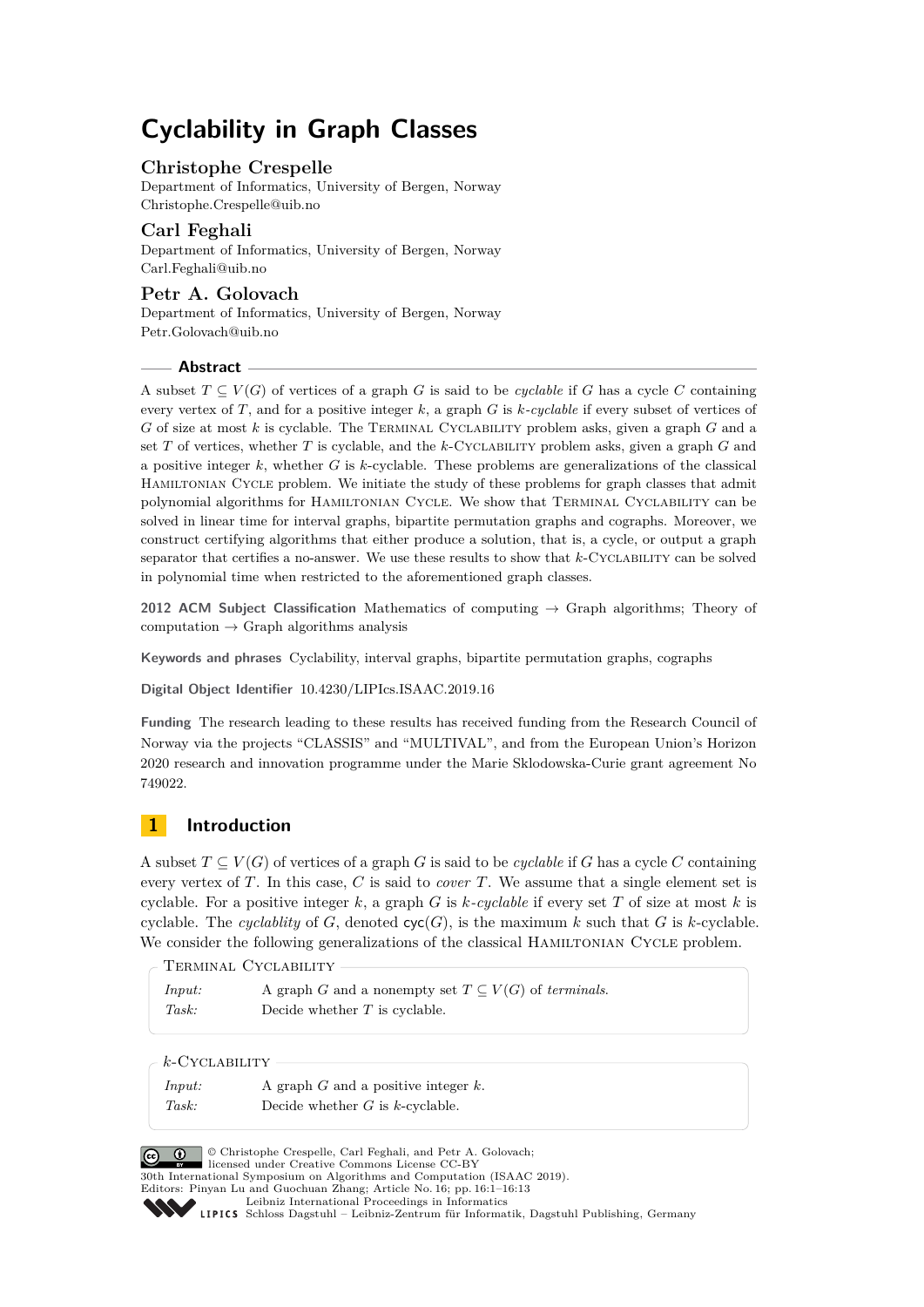# Cyclability in Graph Classes

## Christophe Crespelle

Department of Informatics, University of Bergen, Norway
Christophe.Crespelle@uib.no

## Carl Feghali

Department of Informatics, University of Bergen, Norway
Carl.Feghali@uib.no

## Petr A. Golovach

Department of Informatics, University of Bergen, Norway
Petr.Golovach@uib.no

### Abstract

A subset $T \subseteq V(G)$ of vertices of a graph $G$ is said to be *cyclable* if $G$ has a cycle $C$ containing every vertex of $T$, and for a positive integer $k$, a graph $G$ is *$k$-cyclable* if every subset of vertices of $G$ of size at most $k$ is cyclable. The Terminal Cyclability problem asks, given a graph $G$ and a set $T$ of vertices, whether $T$ is cyclable, and the $k$-Cyclability problem asks, given a graph $G$ and a positive integer $k$, whether $G$ is $k$-cyclable. These problems are generalizations of the classical Hamiltonian Cycle problem. We initiate the study of these problems for graph classes that admit polynomial algorithms for Hamiltonian Cycle. We show that Terminal Cyclability can be solved in linear time for interval graphs, bipartite permutation graphs and cographs. Moreover, we construct certifying algorithms that either produce a solution, that is, a cycle, or output a graph separator that certifies a no-answer. We use these results to show that $k$-Cyclability can be solved in polynomial time when restricted to the aforementioned graph classes.

**2012 ACM Subject Classification** Mathematics of computing → Graph algorithms; Theory of computation → Graph algorithms analysis

**Keywords and phrases** Cyclability, interval graphs, bipartite permutation graphs, cographs

**Digital Object Identifier** 10.4230/LIPIcs.ISAAC.2019.16

**Funding** The research leading to these results has received funding from the Research Council of Norway via the projects "CLASSIS" and "MULTIVAL", and from the European Union's Horizon 2020 research and innovation programme under the Marie Sklodowska-Curie grant agreement No 749022.

## 1 Introduction

A subset $T \subseteq V(G)$ of vertices of a graph $G$ is said to be *cyclable* if $G$ has a cycle $C$ containing every vertex of $T$. In this case, $C$ is said to *cover* $T$. We assume that a single element set is cyclable. For a positive integer $k$, a graph $G$ is *$k$-cyclable* if every set $T$ of size at most $k$ is cyclable. The *cyclablity* of $G$, denoted $\mathsf{cyc}(G)$, is the maximum $k$ such that $G$ is $k$-cyclable. We consider the following generalizations of the classical Hamiltonian Cycle problem.

Terminal Cyclability

*Input:* A graph $G$ and a nonempty set $T \subseteq V(G)$ of *terminals*.
*Task:* Decide whether $T$ is cyclable.

$k$-Cyclability

*Input:* A graph $G$ and a positive integer $k$.
*Task:* Decide whether $G$ is $k$-cyclable.

© Christophe Crespelle, Carl Feghali, and Petr A. Golovach;
licensed under Creative Commons License CC-BY
30th International Symposium on Algorithms and Computation (ISAAC 2019).
Editors: Pinyan Lu and Guochuan Zhang; Article No. 16; pp. 16:1–16:13
Leibniz International Proceedings in Informatics
Schloss Dagstuhl – Leibniz-Zentrum für Informatik, Dagstuhl Publishing, Germany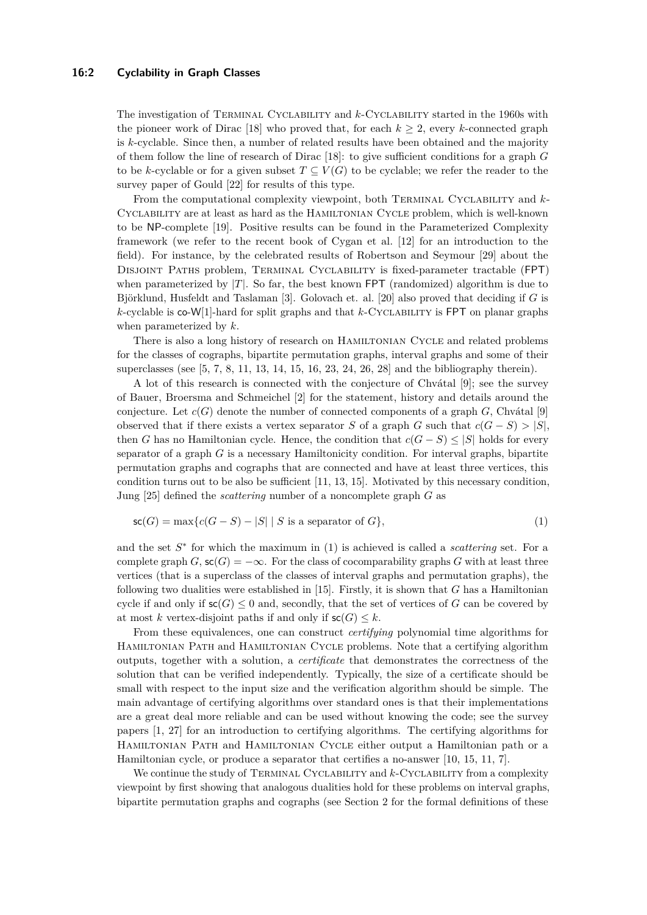The investigation of Terminal Cyclability and $k$-Cyclability started in the 1960s with the pioneer work of Dirac [18] who proved that, for each $k \geq 2$, every $k$-connected graph is $k$-cyclable. Since then, a number of related results have been obtained and the majority of them follow the line of research of Dirac [18]: to give sufficient conditions for a graph $G$ to be $k$-cyclable or for a given subset $T \subseteq V(G)$ to be cyclable; we refer the reader to the survey paper of Gould [22] for results of this type.

From the computational complexity viewpoint, both Terminal Cyclability and $k$-Cyclability are at least as hard as the Hamiltonian Cycle problem, which is well-known to be NP-complete [19]. Positive results can be found in the Parameterized Complexity framework (we refer to the recent book of Cygan et al. [12] for an introduction to the field). For instance, by the celebrated results of Robertson and Seymour [29] about the Disjoint Paths problem, Terminal Cyclability is fixed-parameter tractable (FPT) when parameterized by $|T|$. So far, the best known FPT (randomized) algorithm is due to Björklund, Husfeldt and Taslaman [3]. Golovach et. al. [20] also proved that deciding if $G$ is $k$-cyclable is co-W[1]-hard for split graphs and that $k$-Cyclability is FPT on planar graphs when parameterized by $k$.

There is also a long history of research on Hamiltonian Cycle and related problems for the classes of cographs, bipartite permutation graphs, interval graphs and some of their superclasses (see [5, 7, 8, 11, 13, 14, 15, 16, 23, 24, 26, 28] and the bibliography therein).

A lot of this research is connected with the conjecture of Chvátal [9]; see the survey of Bauer, Broersma and Schmeichel [2] for the statement, history and details around the conjecture. Let $c(G)$ denote the number of connected components of a graph $G$, Chvátal [9] observed that if there exists a vertex separator $S$ of a graph $G$ such that $c(G - S) > |S|$, then $G$ has no Hamiltonian cycle. Hence, the condition that $c(G - S) \leq |S|$ holds for every separator of a graph $G$ is a necessary Hamiltonicity condition. For interval graphs, bipartite permutation graphs and cographs that are connected and have at least three vertices, this condition turns out to be also be sufficient [11, 13, 15]. Motivated by this necessary condition, Jung [25] defined the *scattering* number of a noncomplete graph $G$ as

$$\mathsf{sc}(G) = \max\{c(G - S) - |S| \mid S \text{ is a separator of } G\}, \tag{1}$$

and the set $S^*$ for which the maximum in (1) is achieved is called a *scattering* set. For a complete graph $G$, $\mathsf{sc}(G) = -\infty$. For the class of cocomparability graphs $G$ with at least three vertices (that is a superclass of the classes of interval graphs and permutation graphs), the following two dualities were established in [15]. Firstly, it is shown that $G$ has a Hamiltonian cycle if and only if $\mathsf{sc}(G) \leq 0$ and, secondly, that the set of vertices of $G$ can be covered by at most $k$ vertex-disjoint paths if and only if $\mathsf{sc}(G) \leq k$.

From these equivalences, one can construct *certifying* polynomial time algorithms for Hamiltonian Path and Hamiltonian Cycle problems. Note that a certifying algorithm outputs, together with a solution, a *certificate* that demonstrates the correctness of the solution that can be verified independently. Typically, the size of a certificate should be small with respect to the input size and the verification algorithm should be simple. The main advantage of certifying algorithms over standard ones is that their implementations are a great deal more reliable and can be used without knowing the code; see the survey papers [1, 27] for an introduction to certifying algorithms. The certifying algorithms for Hamiltonian Path and Hamiltonian Cycle either output a Hamiltonian path or a Hamiltonian cycle, or produce a separator that certifies a no-answer [10, 15, 11, 7].

We continue the study of Terminal Cyclability and $k$-Cyclability from a complexity viewpoint by first showing that analogous dualities hold for these problems on interval graphs, bipartite permutation graphs and cographs (see Section 2 for the formal definitions of these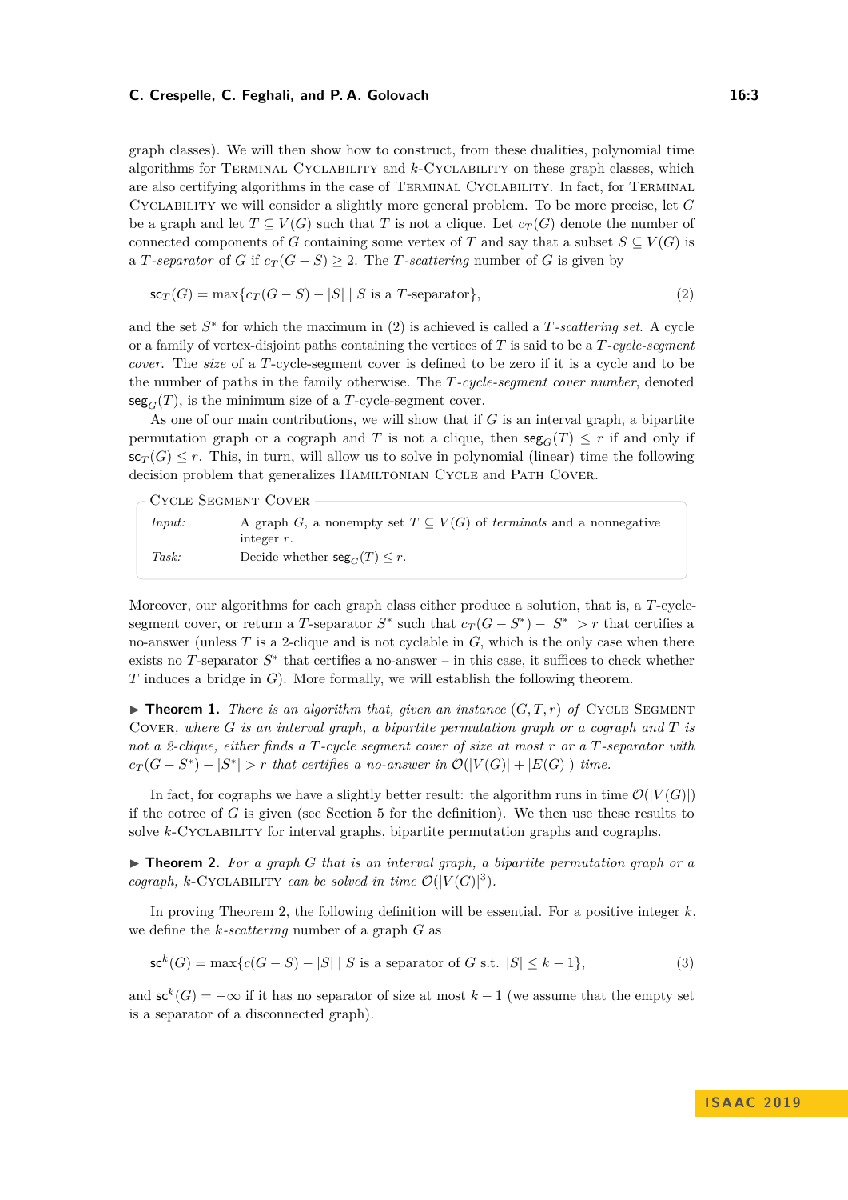graph classes). We will then show how to construct, from these dualities, polynomial time algorithms for Terminal Cyclability and $k$-Cyclability on these graph classes, which are also certifying algorithms in the case of Terminal Cyclability. In fact, for Terminal Cyclability we will consider a slightly more general problem. To be more precise, let $G$ be a graph and let $T \subseteq V(G)$ such that $T$ is not a clique. Let $c_T(G)$ denote the number of connected components of $G$ containing some vertex of $T$ and say that a subset $S \subseteq V(G)$ is a *$T$-separator* of $G$ if $c_T(G - S) \geq 2$. The *$T$-scattering* number of $G$ is given by

$$\mathsf{sc}_T(G) = \max\{c_T(G - S) - |S| \mid S \text{ is a } T\text{-separator}\}, \tag{2}$$

and the set $S^*$ for which the maximum in (2) is achieved is called a *$T$-scattering set*. A cycle or a family of vertex-disjoint paths containing the vertices of $T$ is said to be a *$T$-cycle-segment cover*. The *size* of a $T$-cycle-segment cover is defined to be zero if it is a cycle and to be the number of paths in the family otherwise. The *$T$-cycle-segment cover number*, denoted $\mathsf{seg}_G(T)$, is the minimum size of a $T$-cycle-segment cover.

As one of our main contributions, we will show that if $G$ is an interval graph, a bipartite permutation graph or a cograph and $T$ is not a clique, then $\mathsf{seg}_G(T) \leq r$ if and only if $\mathsf{sc}_T(G) \leq r$. This, in turn, will allow us to solve in polynomial (linear) time the following decision problem that generalizes Hamiltonian Cycle and Path Cover.

> **Cycle Segment Cover**
>
> *Input:* A graph $G$, a nonempty set $T \subseteq V(G)$ of *terminals* and a nonnegative integer $r$.
>
> *Task:* Decide whether $\mathsf{seg}_G(T) \leq r$.

Moreover, our algorithms for each graph class either produce a solution, that is, a $T$-cycle-segment cover, or return a $T$-separator $S^*$ such that $c_T(G - S^*) - |S^*| > r$ that certifies a no-answer (unless $T$ is a 2-clique and is not cyclable in $G$, which is the only case when there exists no $T$-separator $S^*$ that certifies a no-answer – in this case, it suffices to check whether $T$ induces a bridge in $G$). More formally, we will establish the following theorem.

▶ **Theorem 1.** *There is an algorithm that, given an instance $(G, T, r)$ of* Cycle Segment Cover*, where $G$ is an interval graph, a bipartite permutation graph or a cograph and $T$ is not a 2-clique, either finds a $T$-cycle segment cover of size at most $r$ or a $T$-separator with $c_T(G - S^*) - |S^*| > r$ that certifies a no-answer in $\mathcal{O}(|V(G)| + |E(G)|)$ time.*

In fact, for cographs we have a slightly better result: the algorithm runs in time $\mathcal{O}(|V(G)|)$ if the cotree of $G$ is given (see Section 5 for the definition). We then use these results to solve $k$-Cyclability for interval graphs, bipartite permutation graphs and cographs.

▶ **Theorem 2.** *For a graph $G$ that is an interval graph, a bipartite permutation graph or a cograph, $k$-*Cyclability *can be solved in time $\mathcal{O}(|V(G)|^3)$.*

In proving Theorem 2, the following definition will be essential. For a positive integer $k$, we define the *$k$-scattering* number of a graph $G$ as

$$\mathsf{sc}^k(G) = \max\{c(G - S) - |S| \mid S \text{ is a separator of } G \text{ s.t. } |S| \leq k - 1\}, \tag{3}$$

and $\mathsf{sc}^k(G) = -\infty$ if it has no separator of size at most $k - 1$ (we assume that the empty set is a separator of a disconnected graph).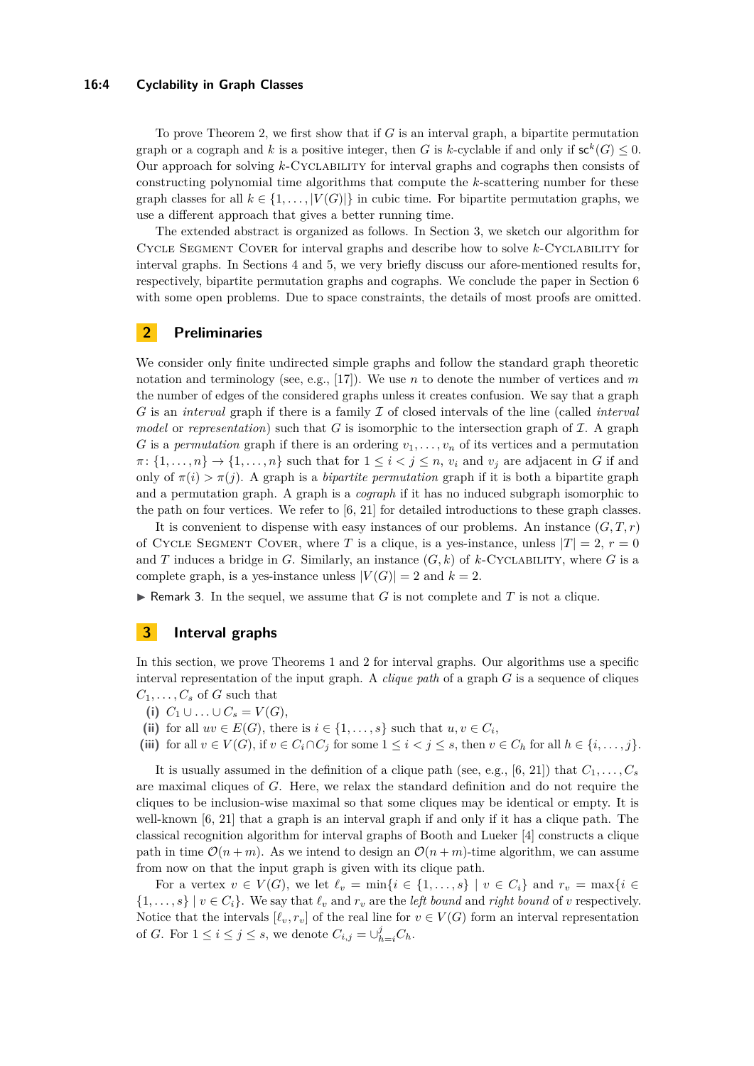To prove Theorem 2, we first show that if $G$ is an interval graph, a bipartite permutation graph or a cograph and $k$ is a positive integer, then $G$ is $k$-cyclable if and only if $\mathsf{sc}^k(G) \leq 0$. Our approach for solving $k$-Cyclability for interval graphs and cographs then consists of constructing polynomial time algorithms that compute the $k$-scattering number for these graph classes for all $k \in \{1, \ldots, |V(G)|\}$ in cubic time. For bipartite permutation graphs, we use a different approach that gives a better running time.

The extended abstract is organized as follows. In Section 3, we sketch our algorithm for Cycle Segment Cover for interval graphs and describe how to solve $k$-Cyclability for interval graphs. In Sections 4 and 5, we very briefly discuss our afore-mentioned results for, respectively, bipartite permutation graphs and cographs. We conclude the paper in Section 6 with some open problems. Due to space constraints, the details of most proofs are omitted.

## 2 Preliminaries

We consider only finite undirected simple graphs and follow the standard graph theoretic notation and terminology (see, e.g., [17]). We use $n$ to denote the number of vertices and $m$ the number of edges of the considered graphs unless it creates confusion. We say that a graph $G$ is an *interval* graph if there is a family $\mathcal{I}$ of closed intervals of the line (called *interval model* or *representation*) such that $G$ is isomorphic to the intersection graph of $\mathcal{I}$. A graph $G$ is a *permutation* graph if there is an ordering $v_1, \ldots, v_n$ of its vertices and a permutation $\pi\colon \{1, \ldots, n\} \to \{1, \ldots, n\}$ such that for $1 \leq i < j \leq n$, $v_i$ and $v_j$ are adjacent in $G$ if and only of $\pi(i) > \pi(j)$. A graph is a *bipartite permutation* graph if it is both a bipartite graph and a permutation graph. A graph is a *cograph* if it has no induced subgraph isomorphic to the path on four vertices. We refer to [6, 21] for detailed introductions to these graph classes.

It is convenient to dispense with easy instances of our problems. An instance $(G, T, r)$ of Cycle Segment Cover, where $T$ is a clique, is a yes-instance, unless $|T| = 2$, $r = 0$ and $T$ induces a bridge in $G$. Similarly, an instance $(G, k)$ of $k$-Cyclability, where $G$ is a complete graph, is a yes-instance unless $|V(G)| = 2$ and $k = 2$.

▶ Remark 3. In the sequel, we assume that $G$ is not complete and $T$ is not a clique.

## 3 Interval graphs

In this section, we prove Theorems 1 and 2 for interval graphs. Our algorithms use a specific interval representation of the input graph. A *clique path* of a graph $G$ is a sequence of cliques $C_1, \ldots, C_s$ of $G$ such that

**(i)** $C_1 \cup \ldots \cup C_s = V(G)$,

**(ii)** for all $uv \in E(G)$, there is $i \in \{1, \ldots, s\}$ such that $u, v \in C_i$,

**(iii)** for all $v \in V(G)$, if $v \in C_i \cap C_j$ for some $1 \leq i < j \leq s$, then $v \in C_h$ for all $h \in \{i, \ldots, j\}$.

It is usually assumed in the definition of a clique path (see, e.g., [6, 21]) that $C_1, \ldots, C_s$ are maximal cliques of $G$. Here, we relax the standard definition and do not require the cliques to be inclusion-wise maximal so that some cliques may be identical or empty. It is well-known [6, 21] that a graph is an interval graph if and only if it has a clique path. The classical recognition algorithm for interval graphs of Booth and Lueker [4] constructs a clique path in time $\mathcal{O}(n + m)$. As we intend to design an $\mathcal{O}(n + m)$-time algorithm, we can assume from now on that the input graph is given with its clique path.

For a vertex $v \in V(G)$, we let $\ell_v = \min\{i \in \{1, \ldots, s\} \mid v \in C_i\}$ and $r_v = \max\{i \in \{1, \ldots, s\} \mid v \in C_i\}$. We say that $\ell_v$ and $r_v$ are the *left bound* and *right bound* of $v$ respectively. Notice that the intervals $[\ell_v, r_v]$ of the real line for $v \in V(G)$ form an interval representation of $G$. For $1 \leq i \leq j \leq s$, we denote $C_{i,j} = \cup_{h=i}^{j} C_h$.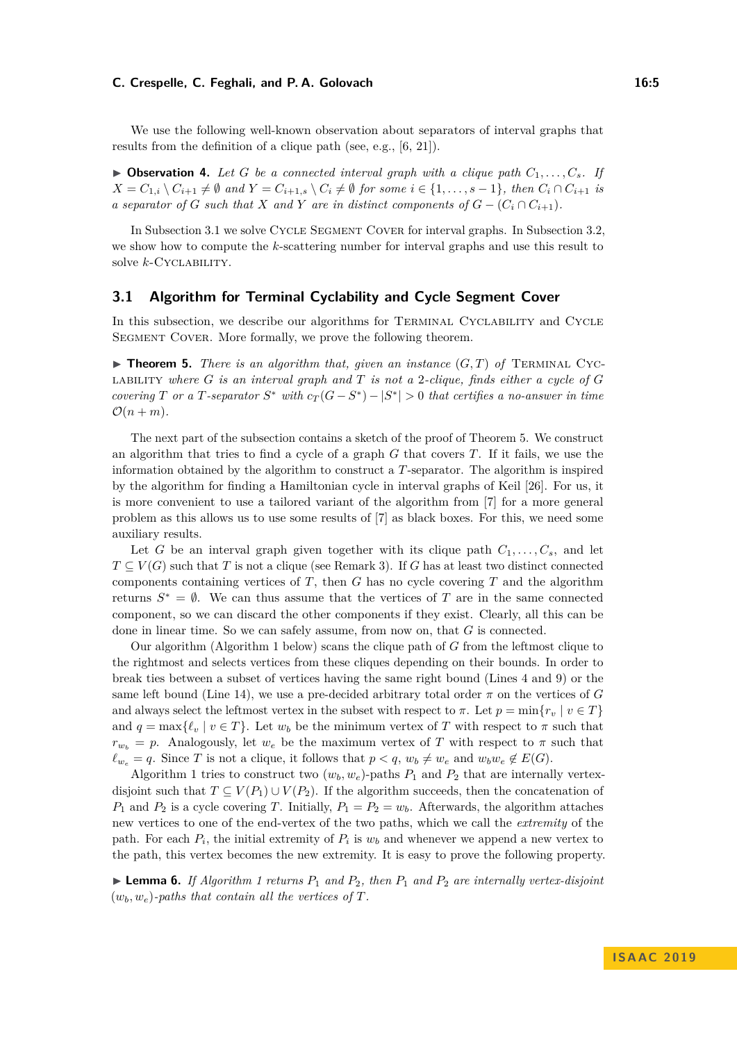We use the following well-known observation about separators of interval graphs that results from the definition of a clique path (see, e.g., [6, 21]).

▶ **Observation 4.** *Let $G$ be a connected interval graph with a clique path $C_1, \ldots, C_s$. If $X = C_{1,i} \setminus C_{i+1} \neq \emptyset$ and $Y = C_{i+1,s} \setminus C_i \neq \emptyset$ for some $i \in \{1, \ldots, s-1\}$, then $C_i \cap C_{i+1}$ is a separator of $G$ such that $X$ and $Y$ are in distinct components of $G - (C_i \cap C_{i+1})$.*

In Subsection 3.1 we solve Cycle Segment Cover for interval graphs. In Subsection 3.2, we show how to compute the $k$-scattering number for interval graphs and use this result to solve $k$-Cyclability.

## 3.1 Algorithm for Terminal Cyclability and Cycle Segment Cover

In this subsection, we describe our algorithms for Terminal Cyclability and Cycle Segment Cover. More formally, we prove the following theorem.

▶ **Theorem 5.** *There is an algorithm that, given an instance $(G, T)$ of Terminal Cyclability where $G$ is an interval graph and $T$ is not a 2-clique, finds either a cycle of $G$ covering $T$ or a $T$-separator $S^*$ with $c_T(G - S^*) - |S^*| > 0$ that certifies a no-answer in time $\mathcal{O}(n + m)$.*

The next part of the subsection contains a sketch of the proof of Theorem 5. We construct an algorithm that tries to find a cycle of a graph $G$ that covers $T$. If it fails, we use the information obtained by the algorithm to construct a $T$-separator. The algorithm is inspired by the algorithm for finding a Hamiltonian cycle in interval graphs of Keil [26]. For us, it is more convenient to use a tailored variant of the algorithm from [7] for a more general problem as this allows us to use some results of [7] as black boxes. For this, we need some auxiliary results.

Let $G$ be an interval graph given together with its clique path $C_1, \ldots, C_s$, and let $T \subseteq V(G)$ such that $T$ is not a clique (see Remark 3). If $G$ has at least two distinct connected components containing vertices of $T$, then $G$ has no cycle covering $T$ and the algorithm returns $S^* = \emptyset$. We can thus assume that the vertices of $T$ are in the same connected component, so we can discard the other components if they exist. Clearly, all this can be done in linear time. So we can safely assume, from now on, that $G$ is connected.

Our algorithm (Algorithm 1 below) scans the clique path of $G$ from the leftmost clique to the rightmost and selects vertices from these cliques depending on their bounds. In order to break ties between a subset of vertices having the same right bound (Lines 4 and 9) or the same left bound (Line 14), we use a pre-decided arbitrary total order $\pi$ on the vertices of $G$ and always select the leftmost vertex in the subset with respect to $\pi$. Let $p = \min\{r_v \mid v \in T\}$ and $q = \max\{\ell_v \mid v \in T\}$. Let $w_b$ be the minimum vertex of $T$ with respect to $\pi$ such that $r_{w_b} = p$. Analogously, let $w_e$ be the maximum vertex of $T$ with respect to $\pi$ such that $\ell_{w_e} = q$. Since $T$ is not a clique, it follows that $p < q$, $w_b \neq w_e$ and $w_b w_e \notin E(G)$.

Algorithm 1 tries to construct two $(w_b, w_e)$-paths $P_1$ and $P_2$ that are internally vertex-disjoint such that $T \subseteq V(P_1) \cup V(P_2)$. If the algorithm succeeds, then the concatenation of $P_1$ and $P_2$ is a cycle covering $T$. Initially, $P_1 = P_2 = w_b$. Afterwards, the algorithm attaches new vertices to one of the end-vertex of the two paths, which we call the *extremity* of the path. For each $P_i$, the initial extremity of $P_i$ is $w_b$ and whenever we append a new vertex to the path, this vertex becomes the new extremity. It is easy to prove the following property.

▶ **Lemma 6.** *If Algorithm 1 returns $P_1$ and $P_2$, then $P_1$ and $P_2$ are internally vertex-disjoint $(w_b, w_e)$-paths that contain all the vertices of $T$.*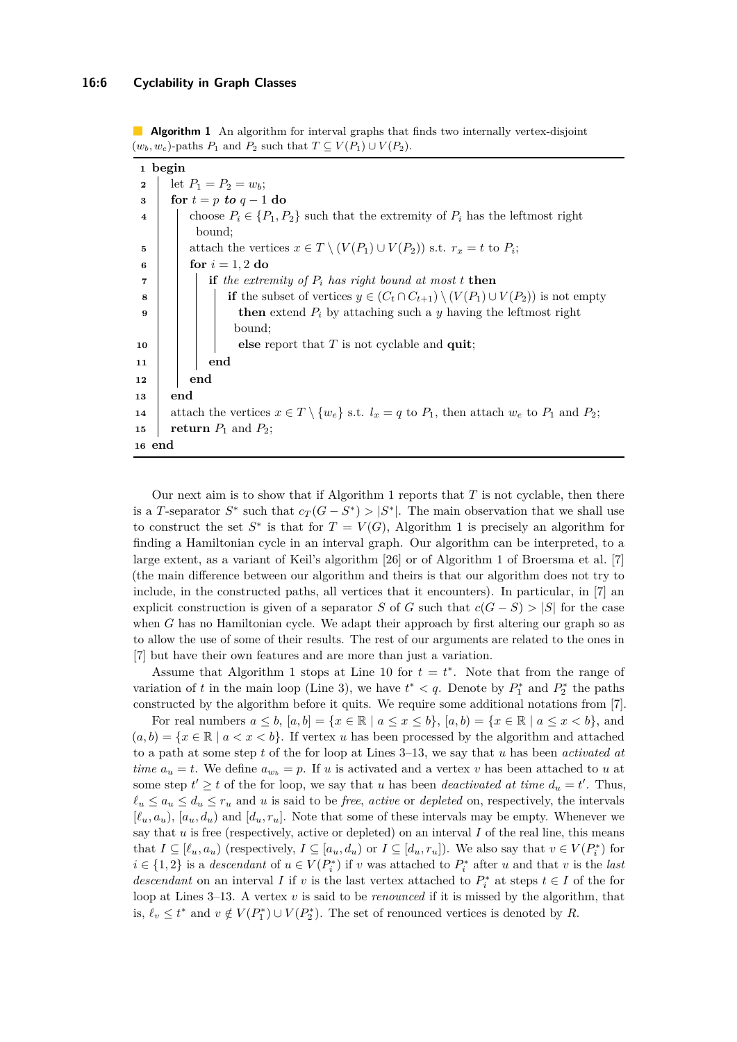**Algorithm 1** An algorithm for interval graphs that finds two internally vertex-disjoint $(w_b, w_e)$-paths $P_1$ and $P_2$ such that $T \subseteq V(P_1) \cup V(P_2)$.

```
1  begin
2      let P_1 = P_2 = w_b;
3      for t = p to q − 1 do
4          choose P_i ∈ {P_1, P_2} such that the extremity of P_i has the leftmost right
           bound;
5          attach the vertices x ∈ T \ (V(P_1) ∪ V(P_2)) s.t. r_x = t to P_i;
6          for i = 1, 2 do
7              if the extremity of P_i has right bound at most t then
8                  if the subset of vertices y ∈ (C_t ∩ C_{t+1}) \ (V(P_1) ∪ V(P_2)) is not empty
9                  then extend P_i by attaching such a y having the leftmost right
                   bound;
10                 else report that T is not cyclable and quit;
11             end
12         end
13     end
14     attach the vertices x ∈ T \ {w_e} s.t. l_x = q to P_1, then attach w_e to P_1 and P_2;
15     return P_1 and P_2;
16 end
```

Our next aim is to show that if Algorithm 1 reports that $T$ is not cyclable, then there is a $T$-separator $S^*$ such that $c_T(G - S^*) > |S^*|$. The main observation that we shall use to construct the set $S^*$ is that for $T = V(G)$, Algorithm 1 is precisely an algorithm for finding a Hamiltonian cycle in an interval graph. Our algorithm can be interpreted, to a large extent, as a variant of Keil's algorithm [26] or of Algorithm 1 of Broersma et al. [7] (the main difference between our algorithm and theirs is that our algorithm does not try to include, in the constructed paths, all vertices that it encounters). In particular, in [7] an explicit construction is given of a separator $S$ of $G$ such that $c(G - S) > |S|$ for the case when $G$ has no Hamiltonian cycle. We adapt their approach by first altering our graph so as to allow the use of some of their results. The rest of our arguments are related to the ones in [7] but have their own features and are more than just a variation.

Assume that Algorithm 1 stops at Line 10 for $t = t^*$. Note that from the range of variation of $t$ in the main loop (Line 3), we have $t^* < q$. Denote by $P_1^*$ and $P_2^*$ the paths constructed by the algorithm before it quits. We require some additional notations from [7].

For real numbers $a \le b$, $[a, b] = \{x \in \mathbb{R} \mid a \le x \le b\}$, $[a, b) = \{x \in \mathbb{R} \mid a \le x < b\}$, and $(a, b) = \{x \in \mathbb{R} \mid a < x < b\}$. If vertex $u$ has been processed by the algorithm and attached to a path at some step $t$ of the for loop at Lines 3–13, we say that $u$ has been *activated at time* $a_u = t$. We define $a_{w_b} = p$. If $u$ is activated and a vertex $v$ has been attached to $u$ at some step $t' \ge t$ of the for loop, we say that $u$ has been *deactivated at time* $d_u = t'$. Thus, $\ell_u \le a_u \le d_u \le r_u$ and $u$ is said to be *free*, *active* or *depleted* on, respectively, the intervals $[\ell_u, a_u)$, $[a_u, d_u)$ and $[d_u, r_u]$. Note that some of these intervals may be empty. Whenever we say that $u$ is free (respectively, active or depleted) on an interval $I$ of the real line, this means that $I \subseteq [\ell_u, a_u)$ (respectively, $I \subseteq [a_u, d_u)$ or $I \subseteq [d_u, r_u]$). We also say that $v \in V(P_i^*)$ for $i \in \{1, 2\}$ is a *descendant* of $u \in V(P_i^*)$ if $v$ was attached to $P_i^*$ after $u$ and that $v$ is the *last descendant* on an interval $I$ if $v$ is the last vertex attached to $P_i^*$ at steps $t \in I$ of the for loop at Lines 3–13. A vertex $v$ is said to be *renounced* if it is missed by the algorithm, that is, $\ell_v \le t^*$ and $v \notin V(P_1^*) \cup V(P_2^*)$. The set of renounced vertices is denoted by $R$.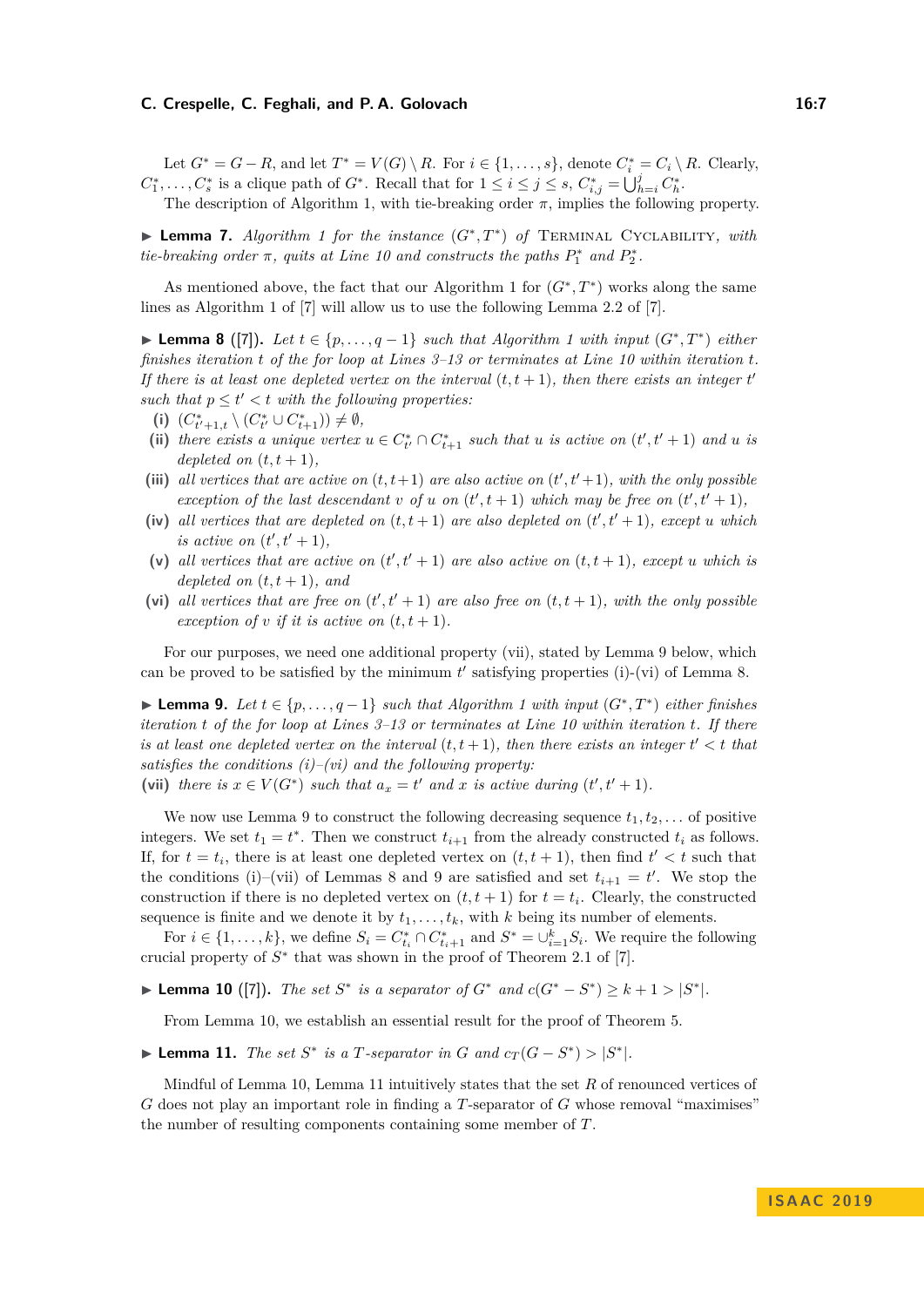Let $G^* = G - R$, and let $T^* = V(G) \setminus R$. For $i \in \{1, \dots, s\}$, denote $C_i^* = C_i \setminus R$. Clearly, $C_1^*, \dots, C_s^*$ is a clique path of $G^*$. Recall that for $1 \leq i \leq j \leq s$, $C_{i,j}^* = \bigcup_{h=i}^{j} C_h^*$.

The description of Algorithm 1, with tie-breaking order $\pi$, implies the following property.

▶ **Lemma 7.** *Algorithm 1 for the instance $(G^*, T^*)$ of* Terminal Cyclability*, with tie-breaking order $\pi$, quits at Line 10 and constructs the paths $P_1^*$ and $P_2^*$.*

As mentioned above, the fact that our Algorithm 1 for $(G^*, T^*)$ works along the same lines as Algorithm 1 of [7] will allow us to use the following Lemma 2.2 of [7].

▶ **Lemma 8** ([7]). *Let $t \in \{p, \dots, q-1\}$ such that Algorithm 1 with input $(G^*, T^*)$ either finishes iteration $t$ of the for loop at Lines 3–13 or terminates at Line 10 within iteration $t$. If there is at least one depleted vertex on the interval $(t, t+1)$, then there exists an integer $t'$ such that $p \leq t' < t$ with the following properties:*

**(i)** $(C_{t'+1,t}^* \setminus (C_{t'}^* \cup C_{t+1}^*)) \neq \emptyset$,

**(ii)** *there exists a unique vertex $u \in C_{t'}^* \cap C_{t+1}^*$ such that $u$ is active on $(t', t'+1)$ and $u$ is depleted on $(t, t+1)$,*

**(iii)** *all vertices that are active on $(t, t+1)$ are also active on $(t', t'+1)$, with the only possible exception of the last descendant $v$ of $u$ on $(t', t+1)$ which may be free on $(t', t'+1)$,*

**(iv)** *all vertices that are depleted on $(t, t+1)$ are also depleted on $(t', t'+1)$, except $u$ which is active on $(t', t'+1)$,*

**(v)** *all vertices that are active on $(t', t'+1)$ are also active on $(t, t+1)$, except $u$ which is depleted on $(t, t+1)$, and*

**(vi)** *all vertices that are free on $(t', t'+1)$ are also free on $(t, t+1)$, with the only possible exception of $v$ if it is active on $(t, t+1)$.*

For our purposes, we need one additional property (vii), stated by Lemma 9 below, which can be proved to be satisfied by the minimum $t'$ satisfying properties (i)-(vi) of Lemma 8.

▶ **Lemma 9.** *Let $t \in \{p, \dots, q-1\}$ such that Algorithm 1 with input $(G^*, T^*)$ either finishes iteration $t$ of the for loop at Lines 3–13 or terminates at Line 10 within iteration $t$. If there is at least one depleted vertex on the interval $(t, t+1)$, then there exists an integer $t' < t$ that satisfies the conditions (i)–(vi) and the following property:*

**(vii)** *there is $x \in V(G^*)$ such that $a_x = t'$ and $x$ is active during $(t', t'+1)$.*

We now use Lemma 9 to construct the following decreasing sequence $t_1, t_2, \dots$ of positive integers. We set $t_1 = t^*$. Then we construct $t_{i+1}$ from the already constructed $t_i$ as follows. If, for $t = t_i$, there is at least one depleted vertex on $(t, t+1)$, then find $t' < t$ such that the conditions (i)–(vii) of Lemmas 8 and 9 are satisfied and set $t_{i+1} = t'$. We stop the construction if there is no depleted vertex on $(t, t+1)$ for $t = t_i$. Clearly, the constructed sequence is finite and we denote it by $t_1, \dots, t_k$, with $k$ being its number of elements.

For $i \in \{1, \dots, k\}$, we define $S_i = C_{t_i}^* \cap C_{t_i+1}^*$ and $S^* = \cup_{i=1}^{k} S_i$. We require the following crucial property of $S^*$ that was shown in the proof of Theorem 2.1 of [7].

▶ **Lemma 10** ([7]). *The set $S^*$ is a separator of $G^*$ and $c(G^* - S^*) \geq k + 1 > |S^*|$.*

From Lemma 10, we establish an essential result for the proof of Theorem 5.

▶ **Lemma 11.** *The set $S^*$ is a $T$-separator in $G$ and $c_T(G - S^*) > |S^*|$.*

Mindful of Lemma 10, Lemma 11 intuitively states that the set $R$ of renounced vertices of $G$ does not play an important role in finding a $T$-separator of $G$ whose removal "maximises" the number of resulting components containing some member of $T$.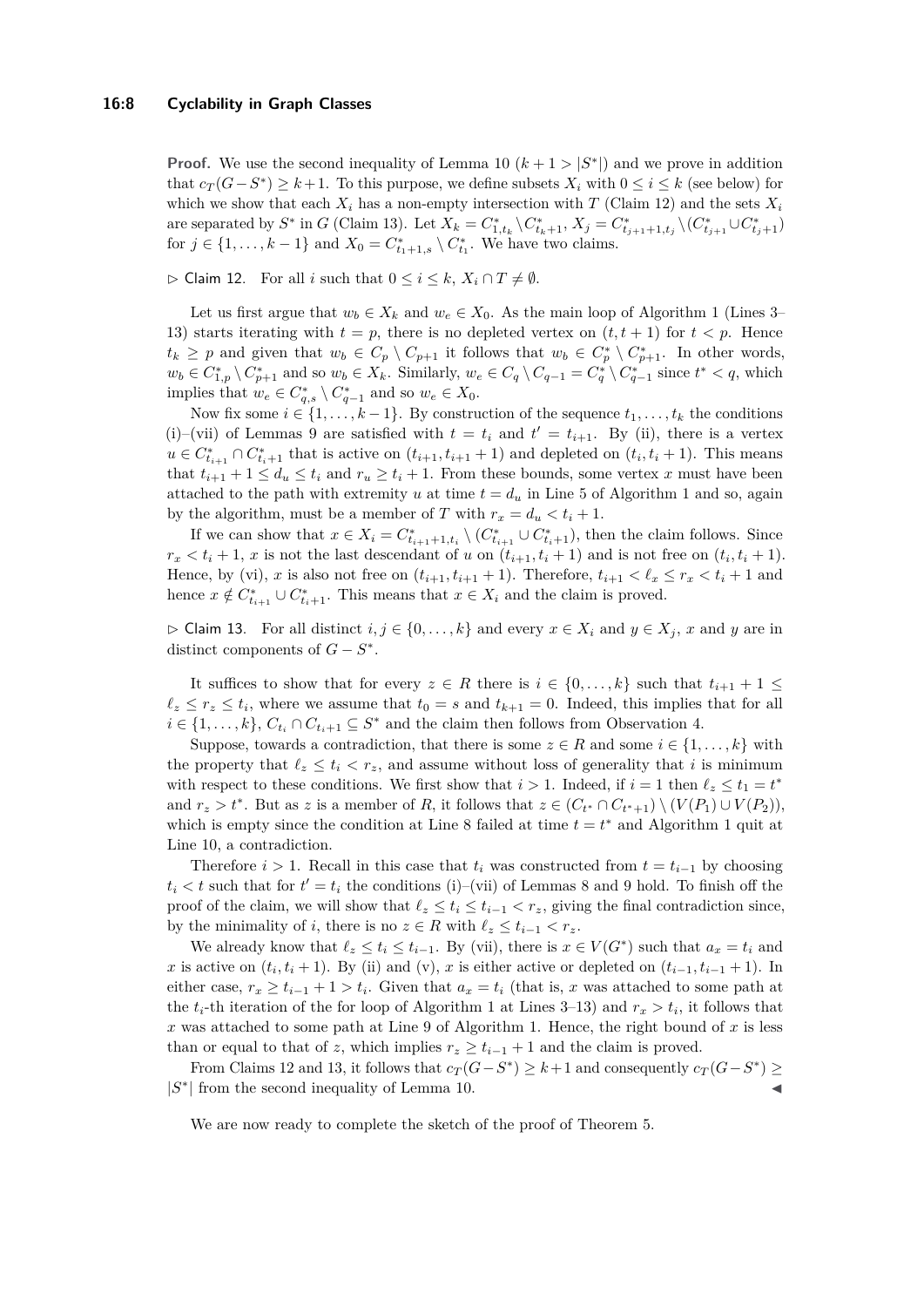**Proof.** We use the second inequality of Lemma 10 ($k+1 > |S^*|$) and we prove in addition that $c_T(G-S^*) \geq k+1$. To this purpose, we define subsets $X_i$ with $0 \leq i \leq k$ (see below) for which we show that each $X_i$ has a non-empty intersection with $T$ (Claim 12) and the sets $X_i$ are separated by $S^*$ in $G$ (Claim 13). Let $X_k = C^*_{1,t_k} \setminus C^*_{t_k+1}$, $X_j = C^*_{t_{j+1}+1,t_j} \setminus (C^*_{t_{j+1}} \cup C^*_{t_j+1})$ for $j \in \{1, \ldots, k-1\}$ and $X_0 = C^*_{t_1+1,s} \setminus C^*_{t_1}$. We have two claims.

▷ Claim 12. For all $i$ such that $0 \leq i \leq k$, $X_i \cap T \neq \emptyset$.

Let us first argue that $w_b \in X_k$ and $w_e \in X_0$. As the main loop of Algorithm 1 (Lines 3–13) starts iterating with $t = p$, there is no depleted vertex on $(t, t+1)$ for $t < p$. Hence $t_k \geq p$ and given that $w_b \in C_p \setminus C_{p+1}$ it follows that $w_b \in C^*_p \setminus C^*_{p+1}$. In other words, $w_b \in C^*_{1,p} \setminus C^*_{p+1}$ and so $w_b \in X_k$. Similarly, $w_e \in C_q \setminus C_{q-1} = C^*_q \setminus C^*_{q-1}$ since $t^* < q$, which implies that $w_e \in C^*_{q,s} \setminus C^*_{q-1}$ and so $w_e \in X_0$.

Now fix some $i \in \{1, \ldots, k-1\}$. By construction of the sequence $t_1, \ldots, t_k$ the conditions (i)–(vii) of Lemmas 9 are satisfied with $t = t_i$ and $t' = t_{i+1}$. By (ii), there is a vertex $u \in C^*_{t_{i+1}} \cap C^*_{t_i+1}$ that is active on $(t_{i+1}, t_{i+1}+1)$ and depleted on $(t_i, t_i+1)$. This means that $t_{i+1}+1 \leq d_u \leq t_i$ and $r_u \geq t_i + 1$. From these bounds, some vertex $x$ must have been attached to the path with extremity $u$ at time $t = d_u$ in Line 5 of Algorithm 1 and so, again by the algorithm, must be a member of $T$ with $r_x = d_u < t_i + 1$.

If we can show that $x \in X_i = C^*_{t_{i+1}+1,t_i} \setminus (C^*_{t_{i+1}} \cup C^*_{t_i+1})$, then the claim follows. Since $r_x < t_i + 1$, $x$ is not the last descendant of $u$ on $(t_{i+1}, t_i+1)$ and is not free on $(t_i, t_i+1)$. Hence, by (vi), $x$ is also not free on $(t_{i+1}, t_{i+1}+1)$. Therefore, $t_{i+1} < \ell_x \leq r_x < t_i + 1$ and hence $x \notin C^*_{t_{i+1}} \cup C^*_{t_i+1}$. This means that $x \in X_i$ and the claim is proved.

▷ Claim 13. For all distinct $i, j \in \{0, \ldots, k\}$ and every $x \in X_i$ and $y \in X_j$, $x$ and $y$ are in distinct components of $G - S^*$.

It suffices to show that for every $z \in R$ there is $i \in \{0, \ldots, k\}$ such that $t_{i+1}+1 \leq \ell_z \leq r_z \leq t_i$, where we assume that $t_0 = s$ and $t_{k+1} = 0$. Indeed, this implies that for all $i \in \{1, \ldots, k\}$, $C_{t_i} \cap C_{t_i+1} \subseteq S^*$ and the claim then follows from Observation 4.

Suppose, towards a contradiction, that there is some $z \in R$ and some $i \in \{1, \ldots, k\}$ with the property that $\ell_z \leq t_i < r_z$, and assume without loss of generality that $i$ is minimum with respect to these conditions. We first show that $i > 1$. Indeed, if $i = 1$ then $\ell_z \leq t_1 = t^*$ and $r_z > t^*$. But as $z$ is a member of $R$, it follows that $z \in (C_{t^*} \cap C_{t^*+1}) \setminus (V(P_1) \cup V(P_2))$, which is empty since the condition at Line 8 failed at time $t = t^*$ and Algorithm 1 quit at Line 10, a contradiction.

Therefore $i > 1$. Recall in this case that $t_i$ was constructed from $t = t_{i-1}$ by choosing $t_i < t$ such that for $t' = t_i$ the conditions (i)–(vii) of Lemmas 8 and 9 hold. To finish off the proof of the claim, we will show that $\ell_z \leq t_i \leq t_{i-1} < r_z$, giving the final contradiction since, by the minimality of $i$, there is no $z \in R$ with $\ell_z \leq t_{i-1} < r_z$.

We already know that $\ell_z \leq t_i \leq t_{i-1}$. By (vii), there is $x \in V(G^*)$ such that $a_x = t_i$ and $x$ is active on $(t_i, t_i+1)$. By (ii) and (v), $x$ is either active or depleted on $(t_{i-1}, t_{i-1}+1)$. In either case, $r_x \geq t_{i-1} + 1 > t_i$. Given that $a_x = t_i$ (that is, $x$ was attached to some path at the $t_i$-th iteration of the for loop of Algorithm 1 at Lines 3–13) and $r_x > t_i$, it follows that $x$ was attached to some path at Line 9 of Algorithm 1. Hence, the right bound of $x$ is less than or equal to that of $z$, which implies $r_z \geq t_{i-1} + 1$ and the claim is proved.

From Claims 12 and 13, it follows that $c_T(G-S^*) \geq k+1$ and consequently $c_T(G-S^*) \geq |S^*|$ from the second inequality of Lemma 10. ◀

We are now ready to complete the sketch of the proof of Theorem 5.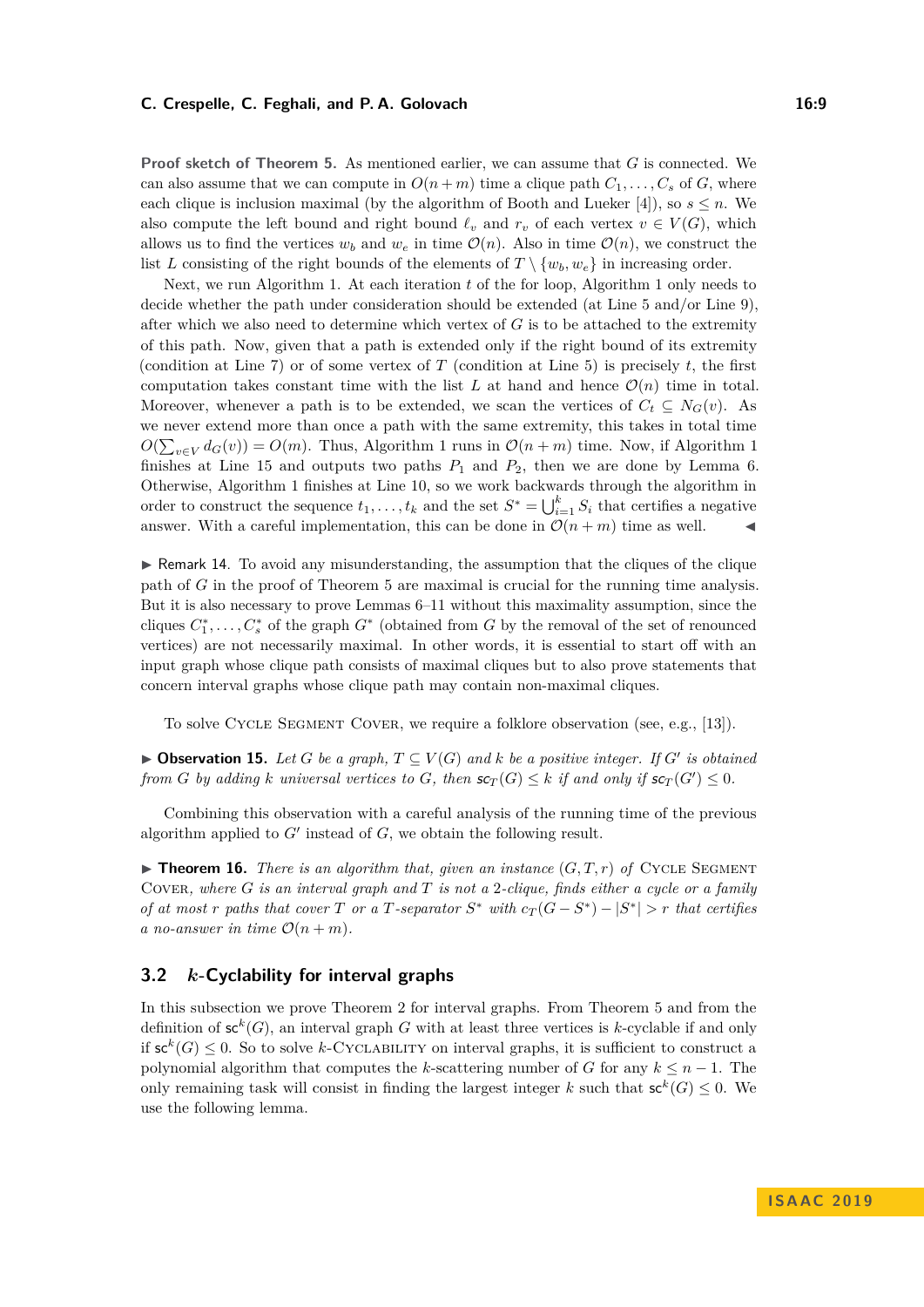**Proof sketch of Theorem 5.** As mentioned earlier, we can assume that $G$ is connected. We can also assume that we can compute in $O(n+m)$ time a clique path $C_1, \ldots, C_s$ of $G$, where each clique is inclusion maximal (by the algorithm of Booth and Lueker [4]), so $s \leq n$. We also compute the left bound and right bound $\ell_v$ and $r_v$ of each vertex $v \in V(G)$, which allows us to find the vertices $w_b$ and $w_e$ in time $\mathcal{O}(n)$. Also in time $\mathcal{O}(n)$, we construct the list $L$ consisting of the right bounds of the elements of $T \setminus \{w_b, w_e\}$ in increasing order.

Next, we run Algorithm 1. At each iteration $t$ of the for loop, Algorithm 1 only needs to decide whether the path under consideration should be extended (at Line 5 and/or Line 9), after which we also need to determine which vertex of $G$ is to be attached to the extremity of this path. Now, given that a path is extended only if the right bound of its extremity (condition at Line 7) or of some vertex of $T$ (condition at Line 5) is precisely $t$, the first computation takes constant time with the list $L$ at hand and hence $\mathcal{O}(n)$ time in total. Moreover, whenever a path is to be extended, we scan the vertices of $C_t \subseteq N_G(v)$. As we never extend more than once a path with the same extremity, this takes in total time $O(\sum_{v \in V} d_G(v)) = O(m)$. Thus, Algorithm 1 runs in $\mathcal{O}(n+m)$ time. Now, if Algorithm 1 finishes at Line 15 and outputs two paths $P_1$ and $P_2$, then we are done by Lemma 6. Otherwise, Algorithm 1 finishes at Line 10, so we work backwards through the algorithm in order to construct the sequence $t_1, \ldots, t_k$ and the set $S^* = \bigcup_{i=1}^{k} S_i$ that certifies a negative answer. With a careful implementation, this can be done in $\mathcal{O}(n+m)$ time as well. ◀

▶ Remark 14. To avoid any misunderstanding, the assumption that the cliques of the clique path of $G$ in the proof of Theorem 5 are maximal is crucial for the running time analysis. But it is also necessary to prove Lemmas 6–11 without this maximality assumption, since the cliques $C_1^*, \ldots, C_s^*$ of the graph $G^*$ (obtained from $G$ by the removal of the set of renounced vertices) are not necessarily maximal. In other words, it is essential to start off with an input graph whose clique path consists of maximal cliques but to also prove statements that concern interval graphs whose clique path may contain non-maximal cliques.

To solve Cycle Segment Cover, we require a folklore observation (see, e.g., [13]).

▶ **Observation 15.** *Let $G$ be a graph, $T \subseteq V(G)$ and $k$ be a positive integer. If $G'$ is obtained from $G$ by adding $k$ universal vertices to $G$, then $\mathsf{sc}_T(G) \leq k$ if and only if $\mathsf{sc}_T(G') \leq 0$.*

Combining this observation with a careful analysis of the running time of the previous algorithm applied to $G'$ instead of $G$, we obtain the following result.

▶ **Theorem 16.** *There is an algorithm that, given an instance $(G, T, r)$ of Cycle Segment Cover, where $G$ is an interval graph and $T$ is not a 2-clique, finds either a cycle or a family of at most $r$ paths that cover $T$ or a $T$-separator $S^*$ with $c_T(G - S^*) - |S^*| > r$ that certifies a no-answer in time $\mathcal{O}(n+m)$.*

## 3.2 $k$-Cyclability for interval graphs

In this subsection we prove Theorem 2 for interval graphs. From Theorem 5 and from the definition of $\mathsf{sc}^k(G)$, an interval graph $G$ with at least three vertices is $k$-cyclable if and only if $\mathsf{sc}^k(G) \leq 0$. So to solve $k$-Cyclability on interval graphs, it is sufficient to construct a polynomial algorithm that computes the $k$-scattering number of $G$ for any $k \leq n-1$. The only remaining task will consist in finding the largest integer $k$ such that $\mathsf{sc}^k(G) \leq 0$. We use the following lemma.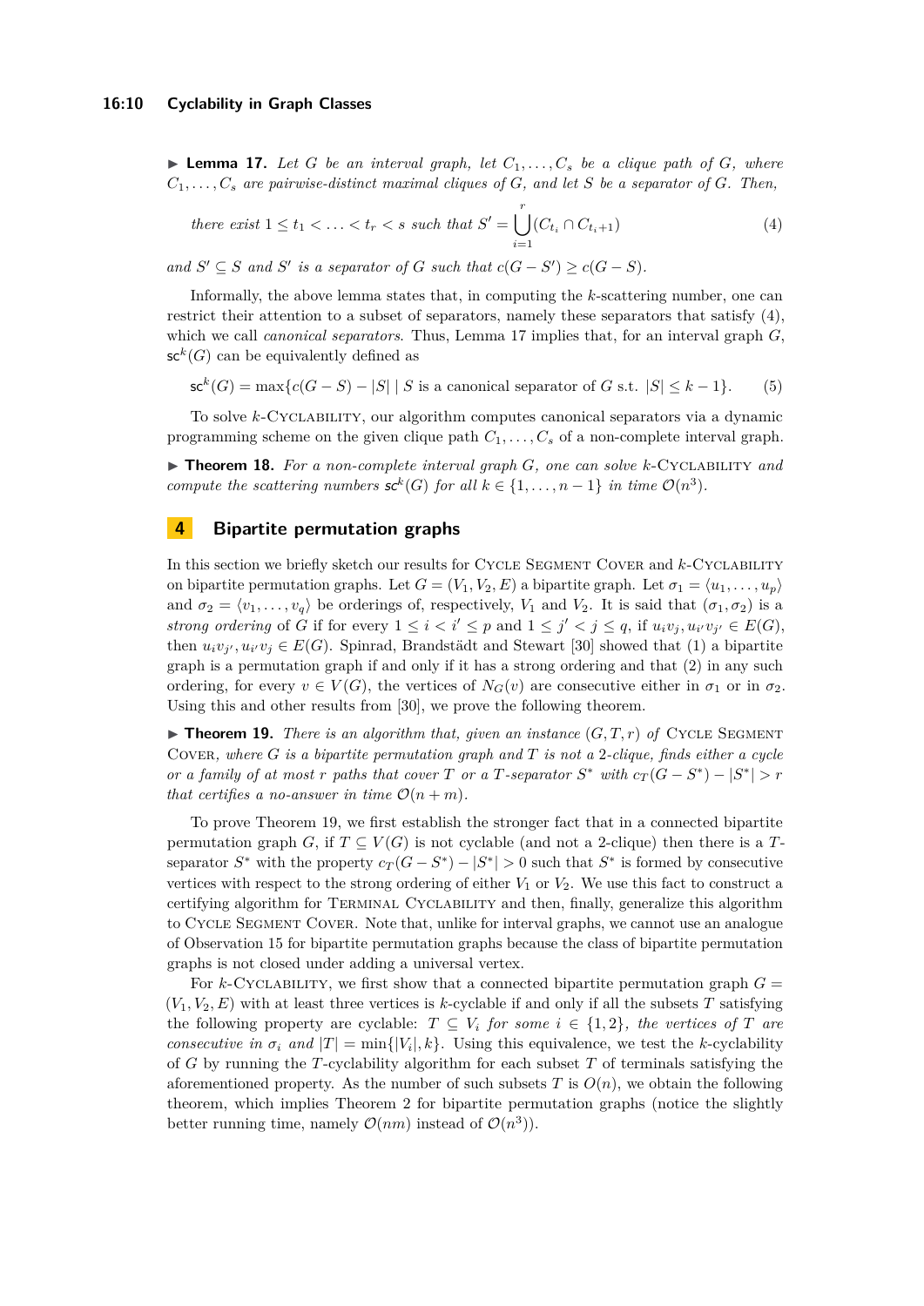▶ **Lemma 17.** *Let $G$ be an interval graph, let $C_1, \ldots, C_s$ be a clique path of $G$, where $C_1, \ldots, C_s$ are pairwise-distinct maximal cliques of $G$, and let $S$ be a separator of $G$. Then,*

$$\text{there exist } 1 \leq t_1 < \ldots < t_r < s \text{ such that } S' = \bigcup_{i=1}^{r} (C_{t_i} \cap C_{t_i+1}) \tag{4}$$

*and $S' \subseteq S$ and $S'$ is a separator of $G$ such that $c(G - S') \geq c(G - S)$.*

Informally, the above lemma states that, in computing the $k$-scattering number, one can restrict their attention to a subset of separators, namely these separators that satisfy (4), which we call *canonical separators*. Thus, Lemma 17 implies that, for an interval graph $G$, $\mathsf{sc}^k(G)$ can be equivalently defined as

$$\mathsf{sc}^k(G) = \max\{c(G - S) - |S| \mid S \text{ is a canonical separator of } G \text{ s.t. } |S| \leq k - 1\}. \tag{5}$$

To solve $k$-Cyclability, our algorithm computes canonical separators via a dynamic programming scheme on the given clique path $C_1, \ldots, C_s$ of a non-complete interval graph.

▶ **Theorem 18.** *For a non-complete interval graph $G$, one can solve $k$-Cyclability and compute the scattering numbers $\mathsf{sc}^k(G)$ for all $k \in \{1, \ldots, n-1\}$ in time $\mathcal{O}(n^3)$.*

## 4 Bipartite permutation graphs

In this section we briefly sketch our results for Cycle Segment Cover and $k$-Cyclability on bipartite permutation graphs. Let $G = (V_1, V_2, E)$ a bipartite graph. Let $\sigma_1 = \langle u_1, \ldots, u_p \rangle$ and $\sigma_2 = \langle v_1, \ldots, v_q \rangle$ be orderings of, respectively, $V_1$ and $V_2$. It is said that $(\sigma_1, \sigma_2)$ is a *strong ordering* of $G$ if for every $1 \leq i < i' \leq p$ and $1 \leq j' < j \leq q$, if $u_i v_j, u_{i'} v_{j'} \in E(G)$, then $u_i v_{j'}, u_{i'} v_j \in E(G)$. Spinrad, Brandstädt and Stewart [30] showed that (1) a bipartite graph is a permutation graph if and only if it has a strong ordering and that (2) in any such ordering, for every $v \in V(G)$, the vertices of $N_G(v)$ are consecutive either in $\sigma_1$ or in $\sigma_2$. Using this and other results from [30], we prove the following theorem.

▶ **Theorem 19.** *There is an algorithm that, given an instance $(G, T, r)$ of Cycle Segment Cover, where $G$ is a bipartite permutation graph and $T$ is not a 2-clique, finds either a cycle or a family of at most $r$ paths that cover $T$ or a $T$-separator $S^*$ with $c_T(G - S^*) - |S^*| > r$ that certifies a no-answer in time $\mathcal{O}(n + m)$.*

To prove Theorem 19, we first establish the stronger fact that in a connected bipartite permutation graph $G$, if $T \subseteq V(G)$ is not cyclable (and not a 2-clique) then there is a $T$-separator $S^*$ with the property $c_T(G - S^*) - |S^*| > 0$ such that $S^*$ is formed by consecutive vertices with respect to the strong ordering of either $V_1$ or $V_2$. We use this fact to construct a certifying algorithm for Terminal Cyclability and then, finally, generalize this algorithm to Cycle Segment Cover. Note that, unlike for interval graphs, we cannot use an analogue of Observation 15 for bipartite permutation graphs because the class of bipartite permutation graphs is not closed under adding a universal vertex.

For $k$-Cyclability, we first show that a connected bipartite permutation graph $G = (V_1, V_2, E)$ with at least three vertices is $k$-cyclable if and only if all the subsets $T$ satisfying the following property are cyclable: *$T \subseteq V_i$ for some $i \in \{1, 2\}$, the vertices of $T$ are consecutive in $\sigma_i$ and $|T| = \min\{|V_i|, k\}$*. Using this equivalence, we test the $k$-cyclability of $G$ by running the $T$-cyclability algorithm for each subset $T$ of terminals satisfying the aforementioned property. As the number of such subsets $T$ is $O(n)$, we obtain the following theorem, which implies Theorem 2 for bipartite permutation graphs (notice the slightly better running time, namely $\mathcal{O}(nm)$ instead of $\mathcal{O}(n^3)$).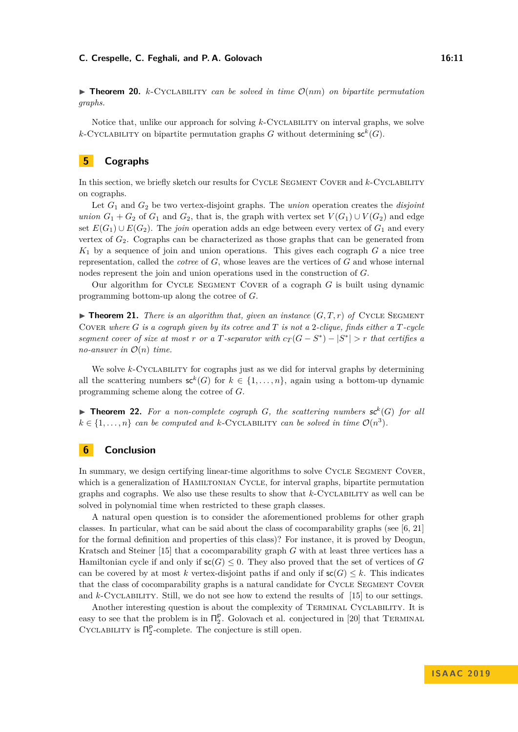▶ **Theorem 20.** *$k$-Cyclability can be solved in time $\mathcal{O}(nm)$ on bipartite permutation graphs.*

Notice that, unlike our approach for solving $k$-Cyclability on interval graphs, we solve $k$-Cyclability on bipartite permutation graphs $G$ without determining $\mathsf{sc}^k(G)$.

## 5 Cographs

In this section, we briefly sketch our results for Cycle Segment Cover and $k$-Cyclability on cographs.

Let $G_1$ and $G_2$ be two vertex-disjoint graphs. The *union* operation creates the *disjoint union* $G_1 + G_2$ of $G_1$ and $G_2$, that is, the graph with vertex set $V(G_1) \cup V(G_2)$ and edge set $E(G_1) \cup E(G_2)$. The *join* operation adds an edge between every vertex of $G_1$ and every vertex of $G_2$. Cographs can be characterized as those graphs that can be generated from $K_1$ by a sequence of join and union operations. This gives each cograph $G$ a nice tree representation, called the *cotree* of $G$, whose leaves are the vertices of $G$ and whose internal nodes represent the join and union operations used in the construction of $G$.

Our algorithm for Cycle Segment Cover of a cograph $G$ is built using dynamic programming bottom-up along the cotree of $G$.

▶ **Theorem 21.** *There is an algorithm that, given an instance $(G, T, r)$ of Cycle Segment Cover where $G$ is a cograph given by its cotree and $T$ is not a 2-clique, finds either a $T$-cycle segment cover of size at most $r$ or a $T$-separator with $c_T(G - S^*) - |S^*| > r$ that certifies a no-answer in $\mathcal{O}(n)$ time.*

We solve $k$-Cyclability for cographs just as we did for interval graphs by determining all the scattering numbers $\mathsf{sc}^k(G)$ for $k \in \{1, \ldots, n\}$, again using a bottom-up dynamic programming scheme along the cotree of $G$.

▶ **Theorem 22.** *For a non-complete cograph $G$, the scattering numbers $\mathsf{sc}^k(G)$ for all $k \in \{1, \ldots, n\}$ can be computed and $k$-Cyclability can be solved in time $\mathcal{O}(n^3)$.*

## 6 Conclusion

In summary, we design certifying linear-time algorithms to solve Cycle Segment Cover, which is a generalization of Hamiltonian Cycle, for interval graphs, bipartite permutation graphs and cographs. We also use these results to show that $k$-Cyclability as well can be solved in polynomial time when restricted to these graph classes.

A natural open question is to consider the aforementioned problems for other graph classes. In particular, what can be said about the class of cocomparability graphs (see [6, 21] for the formal definition and properties of this class)? For instance, it is proved by Deogun, Kratsch and Steiner [15] that a cocomparability graph $G$ with at least three vertices has a Hamiltonian cycle if and only if $\mathsf{sc}(G) \leq 0$. They also proved that the set of vertices of $G$ can be covered by at most $k$ vertex-disjoint paths if and only if $\mathsf{sc}(G) \leq k$. This indicates that the class of cocomparability graphs is a natural candidate for Cycle Segment Cover and $k$-Cyclability. Still, we do not see how to extend the results of [15] to our settings.

Another interesting question is about the complexity of Terminal Cyclability. It is easy to see that the problem is in $\Pi_2^{\mathsf{P}}$. Golovach et al. conjectured in [20] that Terminal Cyclability is $\Pi_2^{\mathsf{P}}$-complete. The conjecture is still open.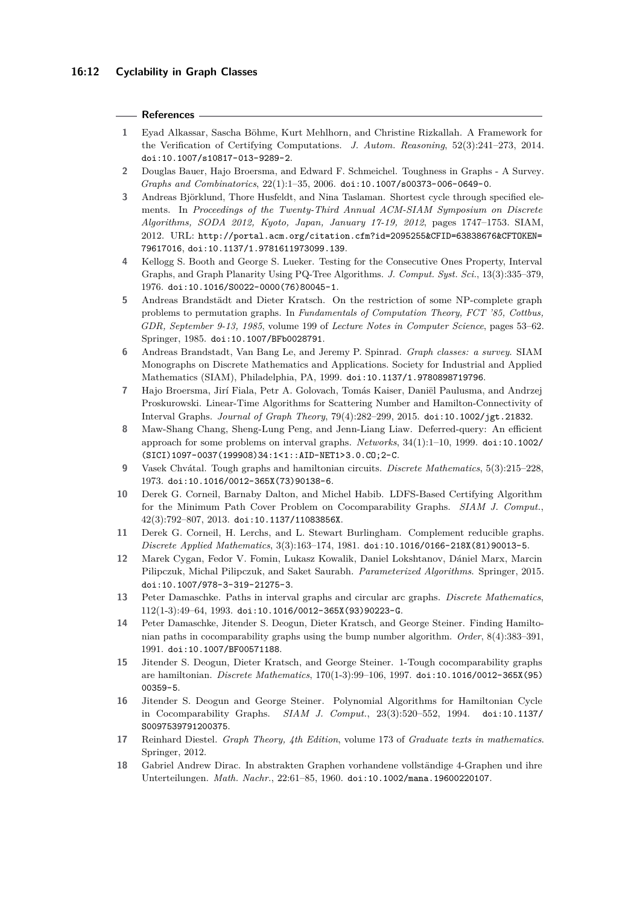## References

1. Eyad Alkassar, Sascha Böhme, Kurt Mehlhorn, and Christine Rizkallah. A Framework for the Verification of Certifying Computations. *J. Autom. Reasoning*, 52(3):241–273, 2014. doi:10.1007/s10817-013-9289-2.
2. Douglas Bauer, Hajo Broersma, and Edward F. Schmeichel. Toughness in Graphs - A Survey. *Graphs and Combinatorics*, 22(1):1–35, 2006. doi:10.1007/s00373-006-0649-0.
3. Andreas Björklund, Thore Husfeldt, and Nina Taslaman. Shortest cycle through specified elements. In *Proceedings of the Twenty-Third Annual ACM-SIAM Symposium on Discrete Algorithms, SODA 2012, Kyoto, Japan, January 17-19, 2012*, pages 1747–1753. SIAM, 2012. URL: http://portal.acm.org/citation.cfm?id=2095255&CFID=63838676&CFTOKEN=79617016, doi:10.1137/1.9781611973099.139.
4. Kellogg S. Booth and George S. Lueker. Testing for the Consecutive Ones Property, Interval Graphs, and Graph Planarity Using PQ-Tree Algorithms. *J. Comput. Syst. Sci.*, 13(3):335–379, 1976. doi:10.1016/S0022-0000(76)80045-1.
5. Andreas Brandstädt and Dieter Kratsch. On the restriction of some NP-complete graph problems to permutation graphs. In *Fundamentals of Computation Theory, FCT '85, Cottbus, GDR, September 9-13, 1985*, volume 199 of *Lecture Notes in Computer Science*, pages 53–62. Springer, 1985. doi:10.1007/BFb0028791.
6. Andreas Brandstadt, Van Bang Le, and Jeremy P. Spinrad. *Graph classes: a survey*. SIAM Monographs on Discrete Mathematics and Applications. Society for Industrial and Applied Mathematics (SIAM), Philadelphia, PA, 1999. doi:10.1137/1.9780898719796.
7. Hajo Broersma, Jirí Fiala, Petr A. Golovach, Tomás Kaiser, Daniël Paulusma, and Andrzej Proskurowski. Linear-Time Algorithms for Scattering Number and Hamilton-Connectivity of Interval Graphs. *Journal of Graph Theory*, 79(4):282–299, 2015. doi:10.1002/jgt.21832.
8. Maw-Shang Chang, Sheng-Lung Peng, and Jenn-Liang Liaw. Deferred-query: An efficient approach for some problems on interval graphs. *Networks*, 34(1):1–10, 1999. doi:10.1002/(SICI)1097-0037(199908)34:1<1::AID-NET1>3.0.CO;2-C.
9. Vasek Chvátal. Tough graphs and hamiltonian circuits. *Discrete Mathematics*, 5(3):215–228, 1973. doi:10.1016/0012-365X(73)90138-6.
10. Derek G. Corneil, Barnaby Dalton, and Michel Habib. LDFS-Based Certifying Algorithm for the Minimum Path Cover Problem on Cocomparability Graphs. *SIAM J. Comput.*, 42(3):792–807, 2013. doi:10.1137/11083856X.
11. Derek G. Corneil, H. Lerchs, and L. Stewart Burlingham. Complement reducible graphs. *Discrete Applied Mathematics*, 3(3):163–174, 1981. doi:10.1016/0166-218X(81)90013-5.
12. Marek Cygan, Fedor V. Fomin, Lukasz Kowalik, Daniel Lokshtanov, Dániel Marx, Marcin Pilipczuk, Michal Pilipczuk, and Saket Saurabh. *Parameterized Algorithms*. Springer, 2015. doi:10.1007/978-3-319-21275-3.
13. Peter Damaschke. Paths in interval graphs and circular arc graphs. *Discrete Mathematics*, 112(1-3):49–64, 1993. doi:10.1016/0012-365X(93)90223-G.
14. Peter Damaschke, Jitender S. Deogun, Dieter Kratsch, and George Steiner. Finding Hamiltonian paths in cocomparability graphs using the bump number algorithm. *Order*, 8(4):383–391, 1991. doi:10.1007/BF00571188.
15. Jitender S. Deogun, Dieter Kratsch, and George Steiner. 1-Tough cocomparability graphs are hamiltonian. *Discrete Mathematics*, 170(1-3):99–106, 1997. doi:10.1016/0012-365X(95)00359-5.
16. Jitender S. Deogun and George Steiner. Polynomial Algorithms for Hamiltonian Cycle in Cocomparability Graphs. *SIAM J. Comput.*, 23(3):520–552, 1994. doi:10.1137/S0097539791200375.
17. Reinhard Diestel. *Graph Theory, 4th Edition*, volume 173 of *Graduate texts in mathematics*. Springer, 2012.
18. Gabriel Andrew Dirac. In abstrakten Graphen vorhandene vollständige 4-Graphen und ihre Unterteilungen. *Math. Nachr.*, 22:61–85, 1960. doi:10.1002/mana.19600220107.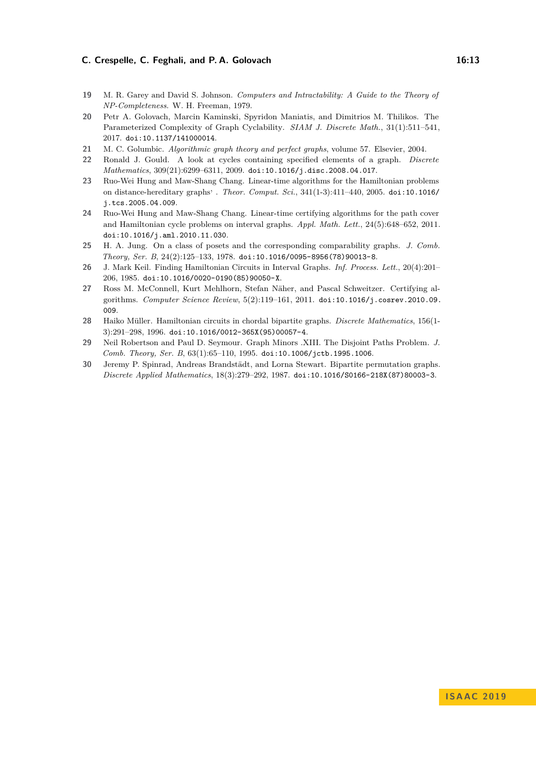19 M. R. Garey and David S. Johnson. *Computers and Intractability: A Guide to the Theory of NP-Completeness*. W. H. Freeman, 1979.

20 Petr A. Golovach, Marcin Kaminski, Spyridon Maniatis, and Dimitrios M. Thilikos. The Parameterized Complexity of Graph Cyclability. *SIAM J. Discrete Math.*, 31(1):511–541, 2017. doi:10.1137/141000014.

21 M. C. Golumbic. *Algorithmic graph theory and perfect graphs*, volume 57. Elsevier, 2004.

22 Ronald J. Gould. A look at cycles containing specified elements of a graph. *Discrete Mathematics*, 309(21):6299–6311, 2009. doi:10.1016/j.disc.2008.04.017.

23 Ruo-Wei Hung and Maw-Shang Chang. Linear-time algorithms for the Hamiltonian problems on distance-hereditary graphs' . *Theor. Comput. Sci.*, 341(1-3):411–440, 2005. doi:10.1016/j.tcs.2005.04.009.

24 Ruo-Wei Hung and Maw-Shang Chang. Linear-time certifying algorithms for the path cover and Hamiltonian cycle problems on interval graphs. *Appl. Math. Lett.*, 24(5):648–652, 2011. doi:10.1016/j.aml.2010.11.030.

25 H. A. Jung. On a class of posets and the corresponding comparability graphs. *J. Comb. Theory, Ser. B*, 24(2):125–133, 1978. doi:10.1016/0095-8956(78)90013-8.

26 J. Mark Keil. Finding Hamiltonian Circuits in Interval Graphs. *Inf. Process. Lett.*, 20(4):201–206, 1985. doi:10.1016/0020-0190(85)90050-X.

27 Ross M. McConnell, Kurt Mehlhorn, Stefan Näher, and Pascal Schweitzer. Certifying algorithms. *Computer Science Review*, 5(2):119–161, 2011. doi:10.1016/j.cosrev.2010.09.009.

28 Haiko Müller. Hamiltonian circuits in chordal bipartite graphs. *Discrete Mathematics*, 156(1-3):291–298, 1996. doi:10.1016/0012-365X(95)00057-4.

29 Neil Robertson and Paul D. Seymour. Graph Minors .XIII. The Disjoint Paths Problem. *J. Comb. Theory, Ser. B*, 63(1):65–110, 1995. doi:10.1006/jctb.1995.1006.

30 Jeremy P. Spinrad, Andreas Brandstädt, and Lorna Stewart. Bipartite permutation graphs. *Discrete Applied Mathematics*, 18(3):279–292, 1987. doi:10.1016/S0166-218X(87)80003-3.